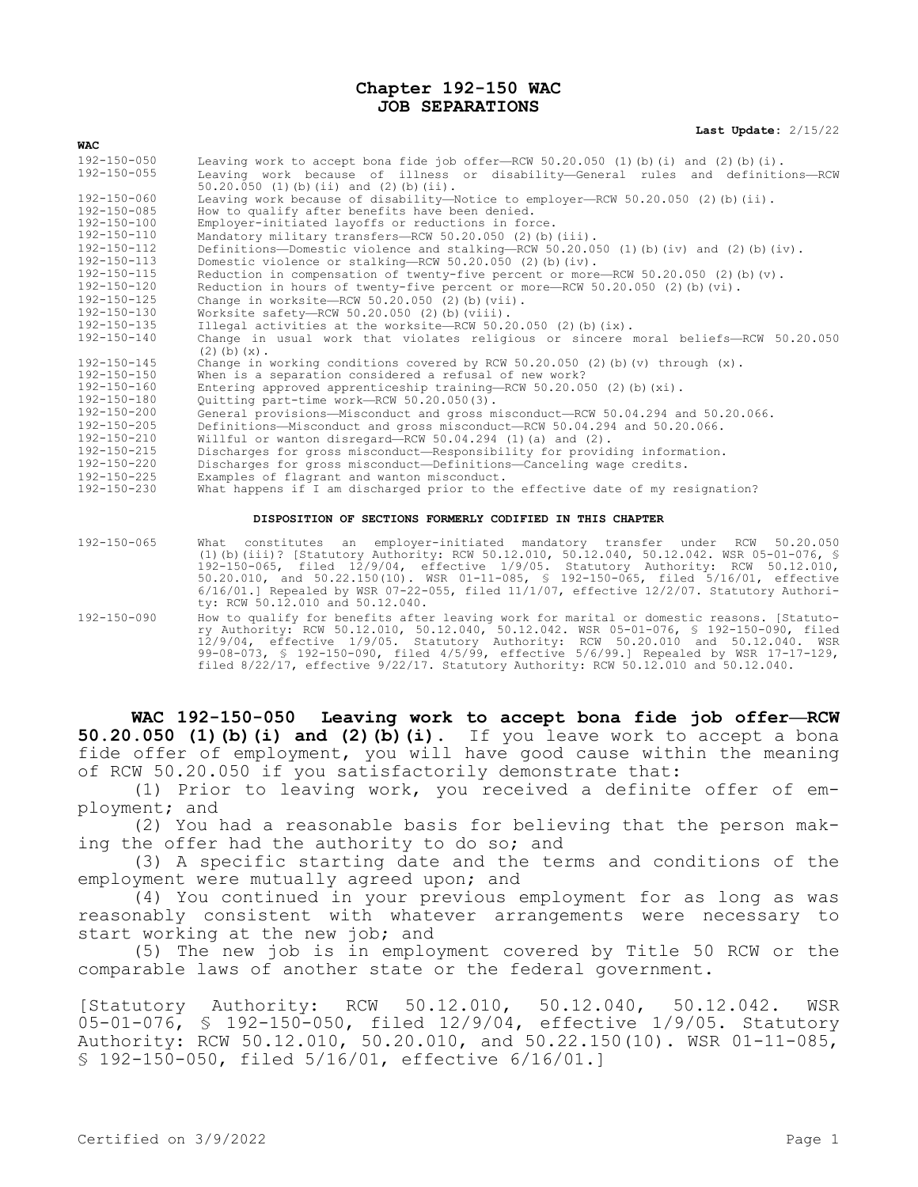# Chapter 192-150 WAC
# JOB SEPARATIONS

**Last Update:** 2/15/22

| WAC | |
|---|---|
| 192-150-050 | Leaving work to accept bona fide job offer—RCW 50.20.050 (1)(b)(i) and (2)(b)(i). |
| 192-150-055 | Leaving work because of illness or disability—General rules and definitions—RCW 50.20.050 (1)(b)(ii) and (2)(b)(ii). |
| 192-150-060 | Leaving work because of disability—Notice to employer—RCW 50.20.050 (2)(b)(ii). |
| 192-150-085 | How to qualify after benefits have been denied. |
| 192-150-100 | Employer-initiated layoffs or reductions in force. |
| 192-150-110 | Mandatory military transfers—RCW 50.20.050 (2)(b)(iii). |
| 192-150-112 | Definitions—Domestic violence and stalking—RCW 50.20.050 (1)(b)(iv) and (2)(b)(iv). |
| 192-150-113 | Domestic violence or stalking—RCW 50.20.050 (2)(b)(iv). |
| 192-150-115 | Reduction in compensation of twenty-five percent or more—RCW 50.20.050 (2)(b)(v). |
| 192-150-120 | Reduction in hours of twenty-five percent or more—RCW 50.20.050 (2)(b)(vi). |
| 192-150-125 | Change in worksite—RCW 50.20.050 (2)(b)(vii). |
| 192-150-130 | Worksite safety—RCW 50.20.050 (2)(b)(viii). |
| 192-150-135 | Illegal activities at the worksite—RCW 50.20.050 (2)(b)(ix). |
| 192-150-140 | Change in usual work that violates religious or sincere moral beliefs—RCW 50.20.050 (2)(b)(x). |
| 192-150-145 | Change in working conditions covered by RCW 50.20.050 (2)(b)(v) through (x). |
| 192-150-150 | When is a separation considered a refusal of new work? |
| 192-150-160 | Entering approved apprenticeship training—RCW 50.20.050 (2)(b)(xi). |
| 192-150-180 | Quitting part-time work—RCW 50.20.050(3). |
| 192-150-200 | General provisions—Misconduct and gross misconduct—RCW 50.04.294 and 50.20.066. |
| 192-150-205 | Definitions—Misconduct and gross misconduct—RCW 50.04.294 and 50.20.066. |
| 192-150-210 | Willful or wanton disregard—RCW 50.04.294 (1)(a) and (2). |
| 192-150-215 | Discharges for gross misconduct—Responsibility for providing information. |
| 192-150-220 | Discharges for gross misconduct—Definitions—Canceling wage credits. |
| 192-150-225 | Examples of flagrant and wanton misconduct. |
| 192-150-230 | What happens if I am discharged prior to the effective date of my resignation? |

**DISPOSITION OF SECTIONS FORMERLY CODIFIED IN THIS CHAPTER**

| | |
|---|---|
| 192-150-065 | What constitutes an employer-initiated mandatory transfer under RCW 50.20.050 (1)(b)(iii)? [Statutory Authority: RCW 50.12.010, 50.12.040, 50.12.042. WSR 05-01-076, § 192-150-065, filed 12/9/04, effective 1/9/05. Statutory Authority: RCW 50.12.010, 50.20.010, and 50.22.150(10). WSR 01-11-085, § 192-150-065, filed 5/16/01, effective 6/16/01.] Repealed by WSR 07-22-055, filed 11/1/07, effective 12/2/07. Statutory Authority: RCW 50.12.010 and 50.12.040. |
| 192-150-090 | How to qualify for benefits after leaving work for marital or domestic reasons. [Statutory Authority: RCW 50.12.010, 50.12.040, 50.12.042. WSR 05-01-076, § 192-150-090, filed 12/9/04, effective 1/9/05. Statutory Authority: RCW 50.20.010 and 50.12.040. WSR 99-08-073, § 192-150-090, filed 4/5/99, effective 5/6/99.] Repealed by WSR 17-17-129, filed 8/22/17, effective 9/22/17. Statutory Authority: RCW 50.12.010 and 50.12.040. |

**WAC 192-150-050 Leaving work to accept bona fide job offer—RCW 50.20.050 (1)(b)(i) and (2)(b)(i).** If you leave work to accept a bona fide offer of employment, you will have good cause within the meaning of RCW 50.20.050 if you satisfactorily demonstrate that:

(1) Prior to leaving work, you received a definite offer of employment; and

(2) You had a reasonable basis for believing that the person making the offer had the authority to do so; and

(3) A specific starting date and the terms and conditions of the employment were mutually agreed upon; and

(4) You continued in your previous employment for as long as was reasonably consistent with whatever arrangements were necessary to start working at the new job; and

(5) The new job is in employment covered by Title 50 RCW or the comparable laws of another state or the federal government.

[Statutory Authority: RCW 50.12.010, 50.12.040, 50.12.042. WSR 05-01-076, § 192-150-050, filed 12/9/04, effective 1/9/05. Statutory Authority: RCW 50.12.010, 50.20.010, and 50.22.150(10). WSR 01-11-085, § 192-150-050, filed 5/16/01, effective 6/16/01.]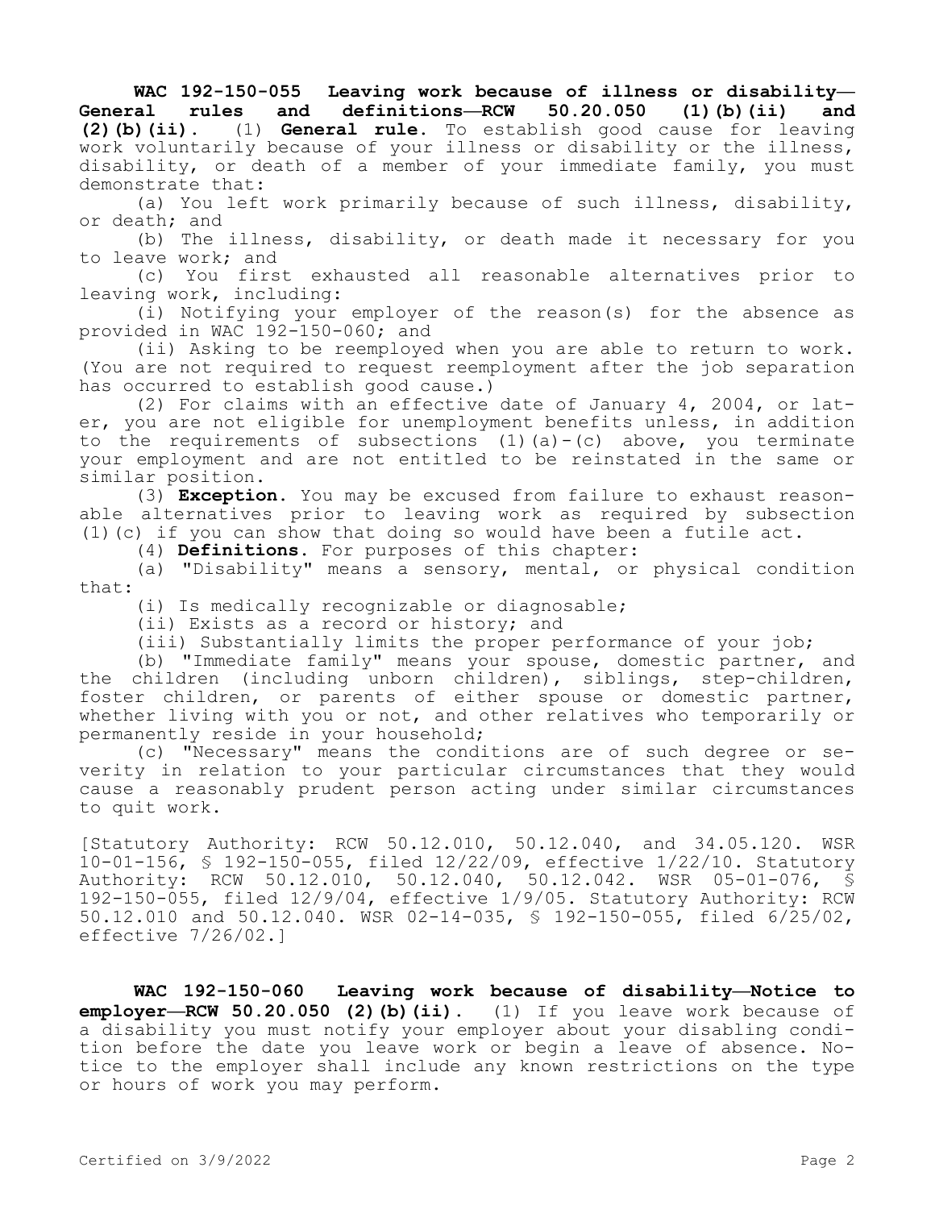**WAC 192-150-055 Leaving work because of illness or disability—General rules and definitions—RCW 50.20.050 (1)(b)(ii) and (2)(b)(ii).** (1) **General rule.** To establish good cause for leaving work voluntarily because of your illness or disability or the illness, disability, or death of a member of your immediate family, you must demonstrate that:

(a) You left work primarily because of such illness, disability, or death; and

(b) The illness, disability, or death made it necessary for you to leave work; and

(c) You first exhausted all reasonable alternatives prior to leaving work, including:

(i) Notifying your employer of the reason(s) for the absence as provided in WAC 192-150-060; and

(ii) Asking to be reemployed when you are able to return to work. (You are not required to request reemployment after the job separation has occurred to establish good cause.)

(2) For claims with an effective date of January 4, 2004, or later, you are not eligible for unemployment benefits unless, in addition to the requirements of subsections (1)(a)-(c) above, you terminate your employment and are not entitled to be reinstated in the same or similar position.

(3) **Exception.** You may be excused from failure to exhaust reasonable alternatives prior to leaving work as required by subsection (1)(c) if you can show that doing so would have been a futile act.

(4) **Definitions.** For purposes of this chapter:

(a) "Disability" means a sensory, mental, or physical condition that:

(i) Is medically recognizable or diagnosable;

(ii) Exists as a record or history; and

(iii) Substantially limits the proper performance of your job;

(b) "Immediate family" means your spouse, domestic partner, and the children (including unborn children), siblings, step-children, foster children, or parents of either spouse or domestic partner, whether living with you or not, and other relatives who temporarily or permanently reside in your household;

(c) "Necessary" means the conditions are of such degree or severity in relation to your particular circumstances that they would cause a reasonably prudent person acting under similar circumstances to quit work.

[Statutory Authority: RCW 50.12.010, 50.12.040, and 34.05.120. WSR 10-01-156, § 192-150-055, filed 12/22/09, effective 1/22/10. Statutory Authority: RCW 50.12.010, 50.12.040, 50.12.042. WSR 05-01-076, § 192-150-055, filed 12/9/04, effective 1/9/05. Statutory Authority: RCW 50.12.010 and 50.12.040. WSR 02-14-035, § 192-150-055, filed 6/25/02, effective 7/26/02.]

**WAC 192-150-060 Leaving work because of disability—Notice to employer—RCW 50.20.050 (2)(b)(ii).** (1) If you leave work because of a disability you must notify your employer about your disabling condition before the date you leave work or begin a leave of absence. Notice to the employer shall include any known restrictions on the type or hours of work you may perform.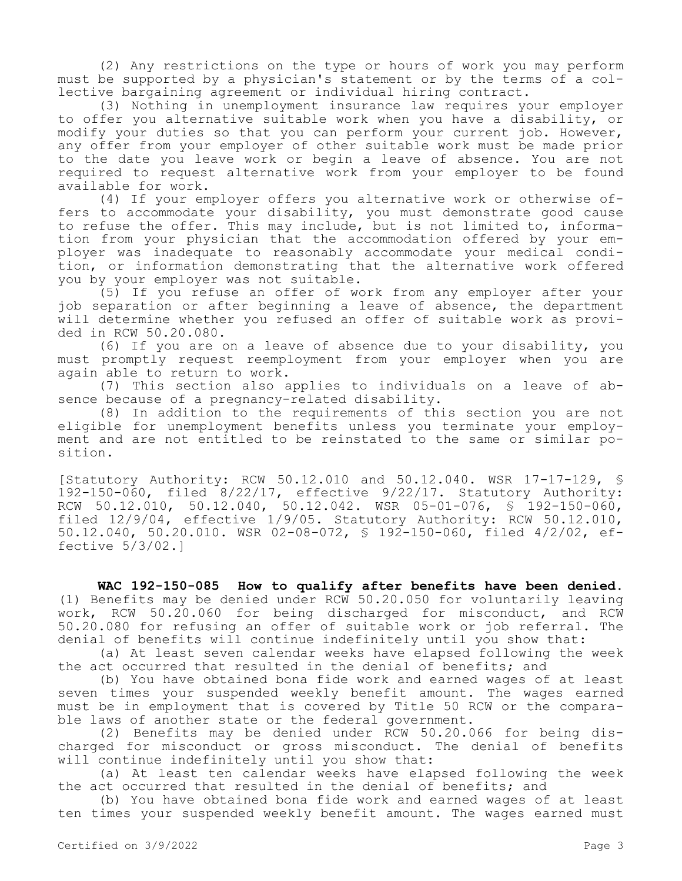(2) Any restrictions on the type or hours of work you may perform must be supported by a physician's statement or by the terms of a collective bargaining agreement or individual hiring contract.

(3) Nothing in unemployment insurance law requires your employer to offer you alternative suitable work when you have a disability, or modify your duties so that you can perform your current job. However, any offer from your employer of other suitable work must be made prior to the date you leave work or begin a leave of absence. You are not required to request alternative work from your employer to be found available for work.

(4) If your employer offers you alternative work or otherwise offers to accommodate your disability, you must demonstrate good cause to refuse the offer. This may include, but is not limited to, information from your physician that the accommodation offered by your employer was inadequate to reasonably accommodate your medical condition, or information demonstrating that the alternative work offered you by your employer was not suitable.

(5) If you refuse an offer of work from any employer after your job separation or after beginning a leave of absence, the department will determine whether you refused an offer of suitable work as provided in RCW 50.20.080.

(6) If you are on a leave of absence due to your disability, you must promptly request reemployment from your employer when you are again able to return to work.

(7) This section also applies to individuals on a leave of absence because of a pregnancy-related disability.

(8) In addition to the requirements of this section you are not eligible for unemployment benefits unless you terminate your employment and are not entitled to be reinstated to the same or similar position.

[Statutory Authority: RCW 50.12.010 and 50.12.040. WSR 17-17-129, § 192-150-060, filed 8/22/17, effective 9/22/17. Statutory Authority: RCW 50.12.010, 50.12.040, 50.12.042. WSR 05-01-076, § 192-150-060, filed 12/9/04, effective 1/9/05. Statutory Authority: RCW 50.12.010, 50.12.040, 50.20.010. WSR 02-08-072, § 192-150-060, filed 4/2/02, effective 5/3/02.]

**WAC 192-150-085 How to qualify after benefits have been denied.** (1) Benefits may be denied under RCW 50.20.050 for voluntarily leaving work, RCW 50.20.060 for being discharged for misconduct, and RCW 50.20.080 for refusing an offer of suitable work or job referral. The denial of benefits will continue indefinitely until you show that:

(a) At least seven calendar weeks have elapsed following the week the act occurred that resulted in the denial of benefits; and

(b) You have obtained bona fide work and earned wages of at least seven times your suspended weekly benefit amount. The wages earned must be in employment that is covered by Title 50 RCW or the comparable laws of another state or the federal government.

(2) Benefits may be denied under RCW 50.20.066 for being discharged for misconduct or gross misconduct. The denial of benefits will continue indefinitely until you show that:

(a) At least ten calendar weeks have elapsed following the week the act occurred that resulted in the denial of benefits; and

(b) You have obtained bona fide work and earned wages of at least ten times your suspended weekly benefit amount. The wages earned must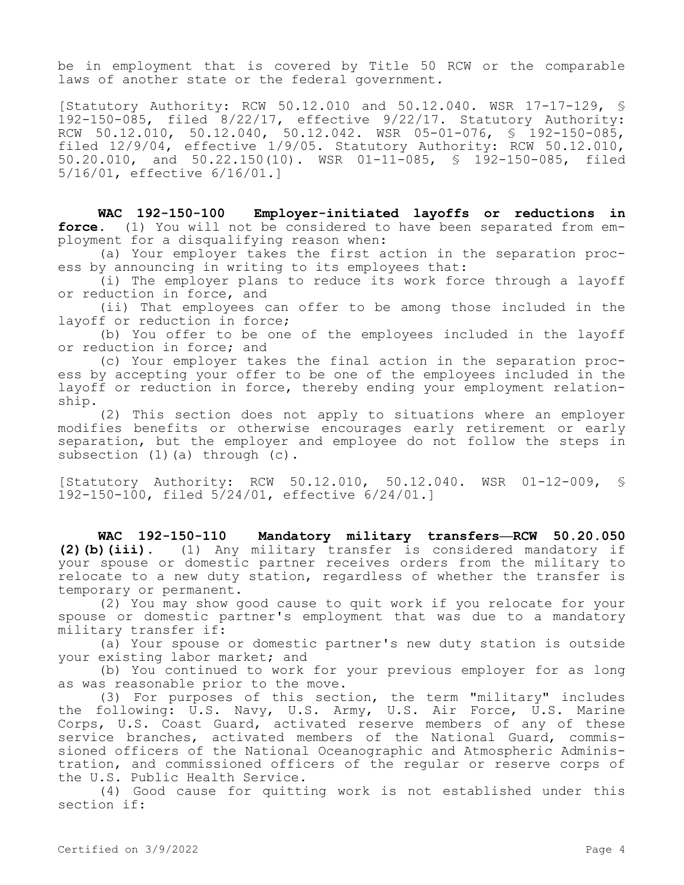be in employment that is covered by Title 50 RCW or the comparable laws of another state or the federal government.

[Statutory Authority: RCW 50.12.010 and 50.12.040. WSR 17-17-129, § 192-150-085, filed 8/22/17, effective 9/22/17. Statutory Authority: RCW 50.12.010, 50.12.040, 50.12.042. WSR 05-01-076, § 192-150-085, filed 12/9/04, effective 1/9/05. Statutory Authority: RCW 50.12.010, 50.20.010, and 50.22.150(10). WSR 01-11-085, § 192-150-085, filed 5/16/01, effective 6/16/01.]

**WAC 192-150-100 Employer-initiated layoffs or reductions in force.** (1) You will not be considered to have been separated from employment for a disqualifying reason when:

(a) Your employer takes the first action in the separation process by announcing in writing to its employees that:

(i) The employer plans to reduce its work force through a layoff or reduction in force, and

(ii) That employees can offer to be among those included in the layoff or reduction in force;

(b) You offer to be one of the employees included in the layoff or reduction in force; and

(c) Your employer takes the final action in the separation process by accepting your offer to be one of the employees included in the layoff or reduction in force, thereby ending your employment relationship.

(2) This section does not apply to situations where an employer modifies benefits or otherwise encourages early retirement or early separation, but the employer and employee do not follow the steps in subsection (1)(a) through (c).

[Statutory Authority: RCW 50.12.010, 50.12.040. WSR 01-12-009, § 192-150-100, filed 5/24/01, effective 6/24/01.]

**WAC 192-150-110 Mandatory military transfers—RCW 50.20.050 (2)(b)(iii).** (1) Any military transfer is considered mandatory if your spouse or domestic partner receives orders from the military to relocate to a new duty station, regardless of whether the transfer is temporary or permanent.

(2) You may show good cause to quit work if you relocate for your spouse or domestic partner's employment that was due to a mandatory military transfer if:

(a) Your spouse or domestic partner's new duty station is outside your existing labor market; and

(b) You continued to work for your previous employer for as long as was reasonable prior to the move.

(3) For purposes of this section, the term "military" includes the following: U.S. Navy, U.S. Army, U.S. Air Force, U.S. Marine Corps, U.S. Coast Guard, activated reserve members of any of these service branches, activated members of the National Guard, commissioned officers of the National Oceanographic and Atmospheric Administration, and commissioned officers of the regular or reserve corps of the U.S. Public Health Service.

(4) Good cause for quitting work is not established under this section if: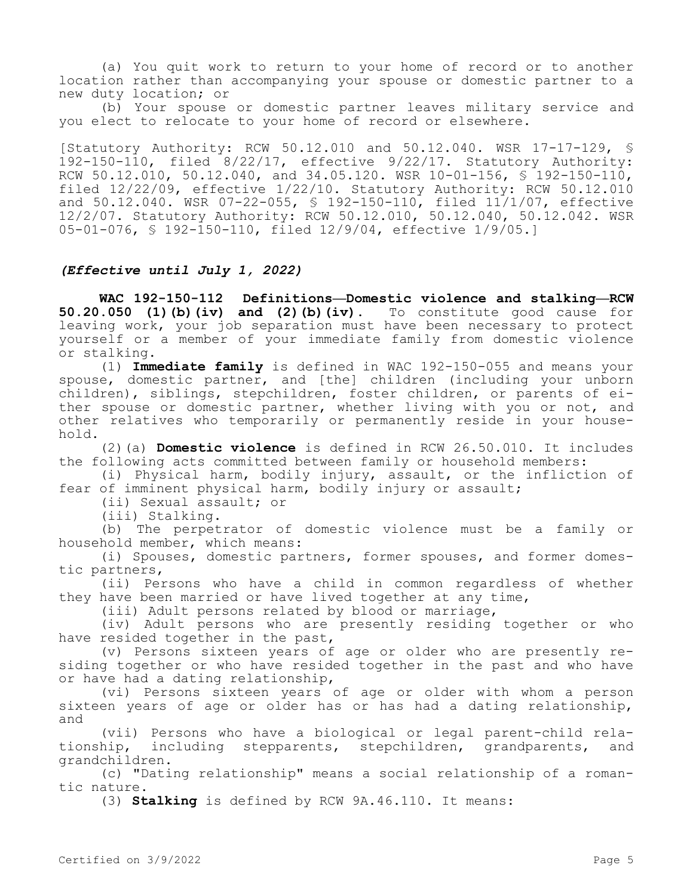(a) You quit work to return to your home of record or to another location rather than accompanying your spouse or domestic partner to a new duty location; or

(b) Your spouse or domestic partner leaves military service and you elect to relocate to your home of record or elsewhere.

[Statutory Authority: RCW 50.12.010 and 50.12.040. WSR 17-17-129, § 192-150-110, filed 8/22/17, effective 9/22/17. Statutory Authority: RCW 50.12.010, 50.12.040, and 34.05.120. WSR 10-01-156, § 192-150-110, filed 12/22/09, effective 1/22/10. Statutory Authority: RCW 50.12.010 and 50.12.040. WSR 07-22-055, § 192-150-110, filed 11/1/07, effective 12/2/07. Statutory Authority: RCW 50.12.010, 50.12.040, 50.12.042. WSR 05-01-076, § 192-150-110, filed 12/9/04, effective 1/9/05.]

***(Effective until July 1, 2022)***

**WAC 192-150-112 Definitions—Domestic violence and stalking—RCW 50.20.050 (1)(b)(iv) and (2)(b)(iv).** To constitute good cause for leaving work, your job separation must have been necessary to protect yourself or a member of your immediate family from domestic violence or stalking.

(1) **Immediate family** is defined in WAC 192-150-055 and means your spouse, domestic partner, and [the] children (including your unborn children), siblings, stepchildren, foster children, or parents of either spouse or domestic partner, whether living with you or not, and other relatives who temporarily or permanently reside in your household.

(2)(a) **Domestic violence** is defined in RCW 26.50.010. It includes the following acts committed between family or household members:

(i) Physical harm, bodily injury, assault, or the infliction of fear of imminent physical harm, bodily injury or assault;

(ii) Sexual assault; or

(iii) Stalking.

(b) The perpetrator of domestic violence must be a family or household member, which means:

(i) Spouses, domestic partners, former spouses, and former domestic partners,

(ii) Persons who have a child in common regardless of whether they have been married or have lived together at any time,

(iii) Adult persons related by blood or marriage,

(iv) Adult persons who are presently residing together or who have resided together in the past,

(v) Persons sixteen years of age or older who are presently residing together or who have resided together in the past and who have or have had a dating relationship,

(vi) Persons sixteen years of age or older with whom a person sixteen years of age or older has or has had a dating relationship, and

(vii) Persons who have a biological or legal parent-child relationship, including stepparents, stepchildren, grandparents, and grandchildren.

(c) "Dating relationship" means a social relationship of a romantic nature.

(3) **Stalking** is defined by RCW 9A.46.110. It means: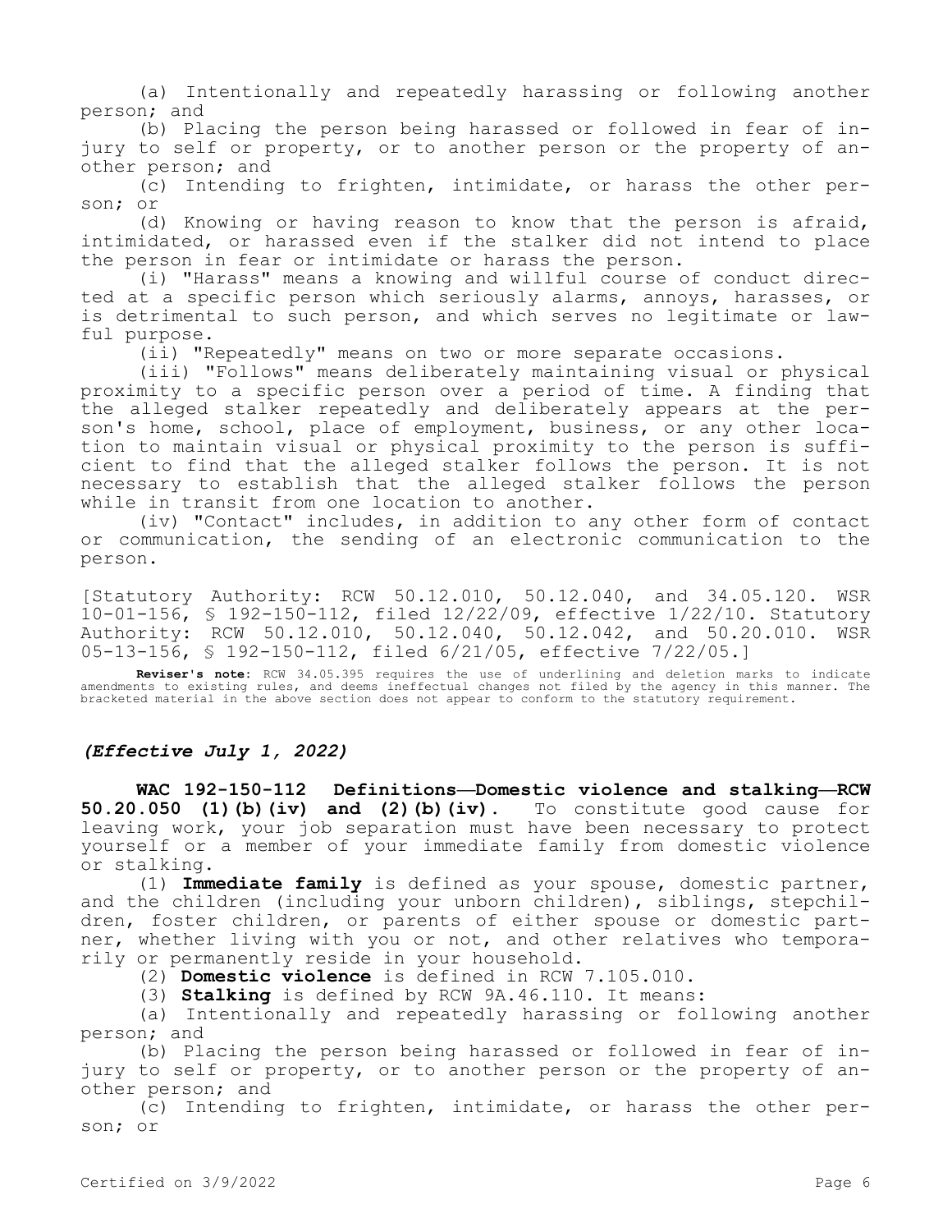(a) Intentionally and repeatedly harassing or following another person; and

(b) Placing the person being harassed or followed in fear of injury to self or property, or to another person or the property of another person; and

(c) Intending to frighten, intimidate, or harass the other person; or

(d) Knowing or having reason to know that the person is afraid, intimidated, or harassed even if the stalker did not intend to place the person in fear or intimidate or harass the person.

(i) "Harass" means a knowing and willful course of conduct directed at a specific person which seriously alarms, annoys, harasses, or is detrimental to such person, and which serves no legitimate or lawful purpose.

(ii) "Repeatedly" means on two or more separate occasions.

(iii) "Follows" means deliberately maintaining visual or physical proximity to a specific person over a period of time. A finding that the alleged stalker repeatedly and deliberately appears at the person's home, school, place of employment, business, or any other location to maintain visual or physical proximity to the person is sufficient to find that the alleged stalker follows the person. It is not necessary to establish that the alleged stalker follows the person while in transit from one location to another.

(iv) "Contact" includes, in addition to any other form of contact or communication, the sending of an electronic communication to the person.

[Statutory Authority: RCW 50.12.010, 50.12.040, and 34.05.120. WSR 10-01-156, § 192-150-112, filed 12/22/09, effective 1/22/10. Statutory Authority: RCW 50.12.010, 50.12.040, 50.12.042, and 50.20.010. WSR 05-13-156, § 192-150-112, filed 6/21/05, effective 7/22/05.]

**Reviser's note:** RCW 34.05.395 requires the use of underlining and deletion marks to indicate amendments to existing rules, and deems ineffectual changes not filed by the agency in this manner. The bracketed material in the above section does not appear to conform to the statutory requirement.

***(Effective July 1, 2022)***

**WAC 192-150-112 Definitions—Domestic violence and stalking—RCW 50.20.050 (1)(b)(iv) and (2)(b)(iv).** To constitute good cause for leaving work, your job separation must have been necessary to protect yourself or a member of your immediate family from domestic violence or stalking.

(1) **Immediate family** is defined as your spouse, domestic partner, and the children (including your unborn children), siblings, stepchildren, foster children, or parents of either spouse or domestic partner, whether living with you or not, and other relatives who temporarily or permanently reside in your household.

(2) **Domestic violence** is defined in RCW 7.105.010.

(3) **Stalking** is defined by RCW 9A.46.110. It means:

(a) Intentionally and repeatedly harassing or following another person; and

(b) Placing the person being harassed or followed in fear of injury to self or property, or to another person or the property of another person; and

(c) Intending to frighten, intimidate, or harass the other person; or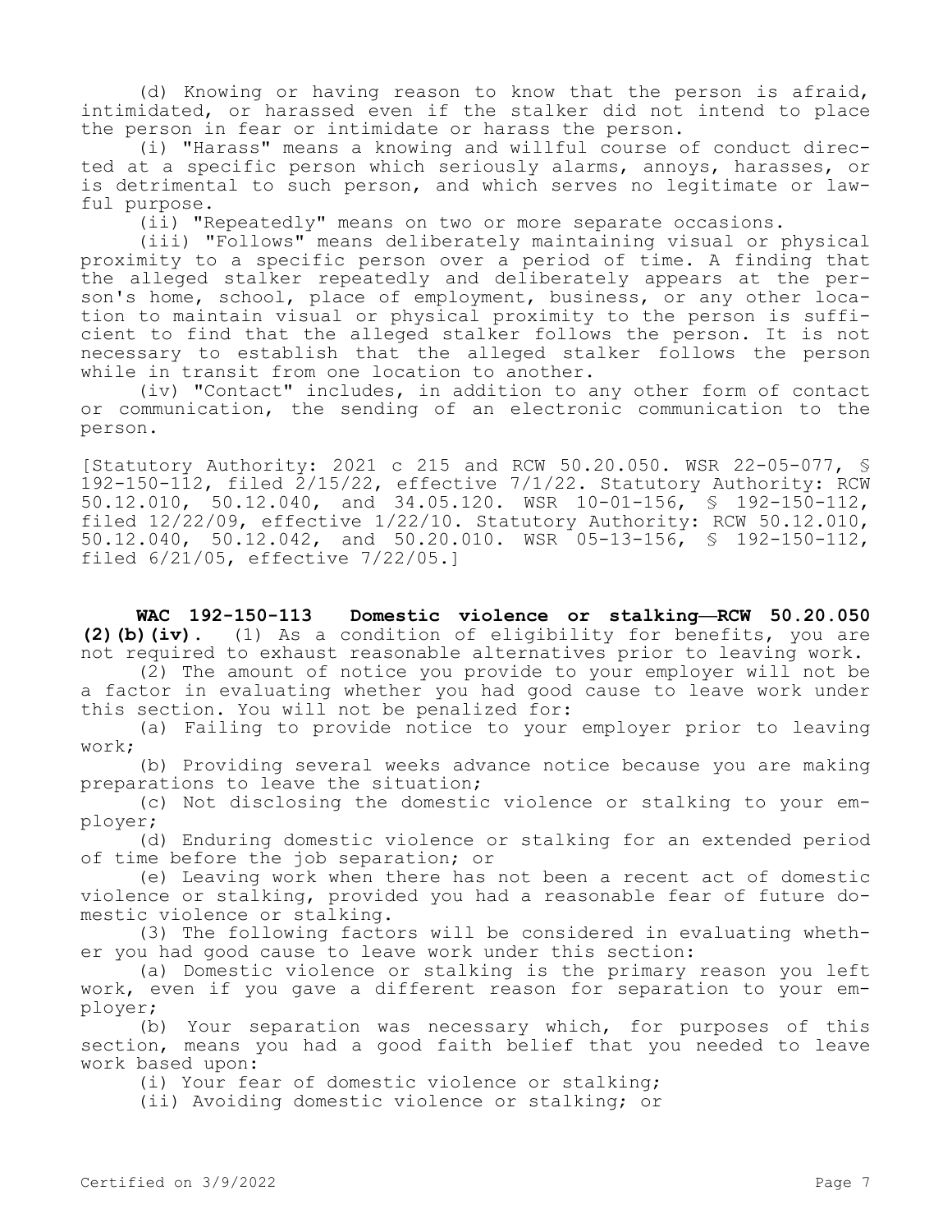(d) Knowing or having reason to know that the person is afraid, intimidated, or harassed even if the stalker did not intend to place the person in fear or intimidate or harass the person.

(i) "Harass" means a knowing and willful course of conduct directed at a specific person which seriously alarms, annoys, harasses, or is detrimental to such person, and which serves no legitimate or lawful purpose.

(ii) "Repeatedly" means on two or more separate occasions.

(iii) "Follows" means deliberately maintaining visual or physical proximity to a specific person over a period of time. A finding that the alleged stalker repeatedly and deliberately appears at the person's home, school, place of employment, business, or any other location to maintain visual or physical proximity to the person is sufficient to find that the alleged stalker follows the person. It is not necessary to establish that the alleged stalker follows the person while in transit from one location to another.

(iv) "Contact" includes, in addition to any other form of contact or communication, the sending of an electronic communication to the person.

[Statutory Authority: 2021 c 215 and RCW 50.20.050. WSR 22-05-077, § 192-150-112, filed 2/15/22, effective 7/1/22. Statutory Authority: RCW 50.12.010, 50.12.040, and 34.05.120. WSR 10-01-156, § 192-150-112, filed 12/22/09, effective 1/22/10. Statutory Authority: RCW 50.12.010, 50.12.040, 50.12.042, and 50.20.010. WSR 05-13-156, § 192-150-112, filed 6/21/05, effective 7/22/05.]

**WAC 192-150-113 Domestic violence or stalking—RCW 50.20.050 (2)(b)(iv).** (1) As a condition of eligibility for benefits, you are not required to exhaust reasonable alternatives prior to leaving work.

(2) The amount of notice you provide to your employer will not be a factor in evaluating whether you had good cause to leave work under this section. You will not be penalized for:

(a) Failing to provide notice to your employer prior to leaving work;

(b) Providing several weeks advance notice because you are making preparations to leave the situation;

(c) Not disclosing the domestic violence or stalking to your employer;

(d) Enduring domestic violence or stalking for an extended period of time before the job separation; or

(e) Leaving work when there has not been a recent act of domestic violence or stalking, provided you had a reasonable fear of future domestic violence or stalking.

(3) The following factors will be considered in evaluating whether you had good cause to leave work under this section:

(a) Domestic violence or stalking is the primary reason you left work, even if you gave a different reason for separation to your employer;

(b) Your separation was necessary which, for purposes of this section, means you had a good faith belief that you needed to leave work based upon:

(i) Your fear of domestic violence or stalking;

(ii) Avoiding domestic violence or stalking; or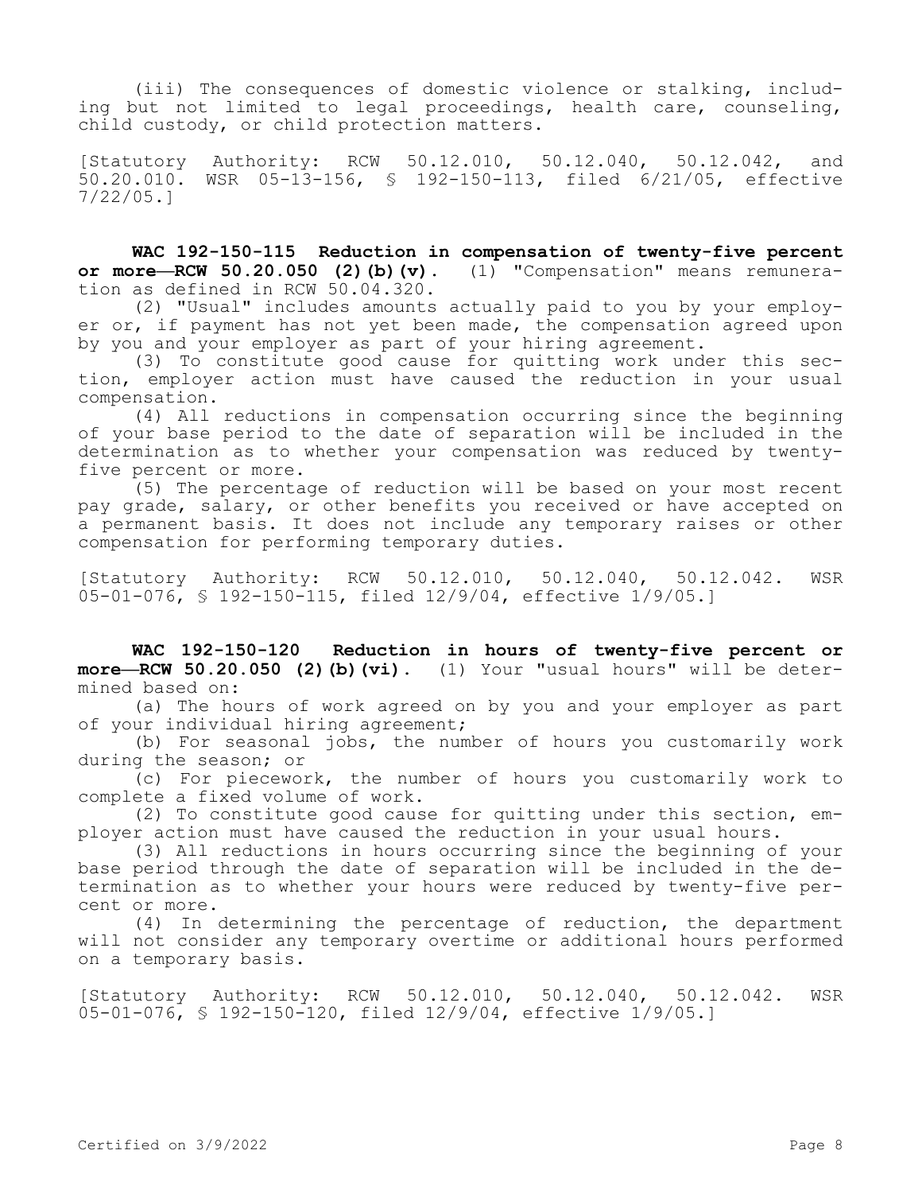(iii) The consequences of domestic violence or stalking, including but not limited to legal proceedings, health care, counseling, child custody, or child protection matters.

[Statutory Authority: RCW 50.12.010, 50.12.040, 50.12.042, and 50.20.010. WSR 05-13-156, § 192-150-113, filed 6/21/05, effective 7/22/05.]

**WAC 192-150-115 Reduction in compensation of twenty-five percent or more—RCW 50.20.050 (2)(b)(v).** (1) "Compensation" means remuneration as defined in RCW 50.04.320.

(2) "Usual" includes amounts actually paid to you by your employer or, if payment has not yet been made, the compensation agreed upon by you and your employer as part of your hiring agreement.

(3) To constitute good cause for quitting work under this section, employer action must have caused the reduction in your usual compensation.

(4) All reductions in compensation occurring since the beginning of your base period to the date of separation will be included in the determination as to whether your compensation was reduced by twenty-five percent or more.

(5) The percentage of reduction will be based on your most recent pay grade, salary, or other benefits you received or have accepted on a permanent basis. It does not include any temporary raises or other compensation for performing temporary duties.

[Statutory Authority: RCW 50.12.010, 50.12.040, 50.12.042. WSR 05-01-076, § 192-150-115, filed 12/9/04, effective 1/9/05.]

**WAC 192-150-120 Reduction in hours of twenty-five percent or more—RCW 50.20.050 (2)(b)(vi).** (1) Your "usual hours" will be determined based on:

(a) The hours of work agreed on by you and your employer as part of your individual hiring agreement;

(b) For seasonal jobs, the number of hours you customarily work during the season; or

(c) For piecework, the number of hours you customarily work to complete a fixed volume of work.

(2) To constitute good cause for quitting under this section, employer action must have caused the reduction in your usual hours.

(3) All reductions in hours occurring since the beginning of your base period through the date of separation will be included in the determination as to whether your hours were reduced by twenty-five percent or more.

(4) In determining the percentage of reduction, the department will not consider any temporary overtime or additional hours performed on a temporary basis.

[Statutory Authority: RCW 50.12.010, 50.12.040, 50.12.042. WSR 05-01-076, § 192-150-120, filed 12/9/04, effective 1/9/05.]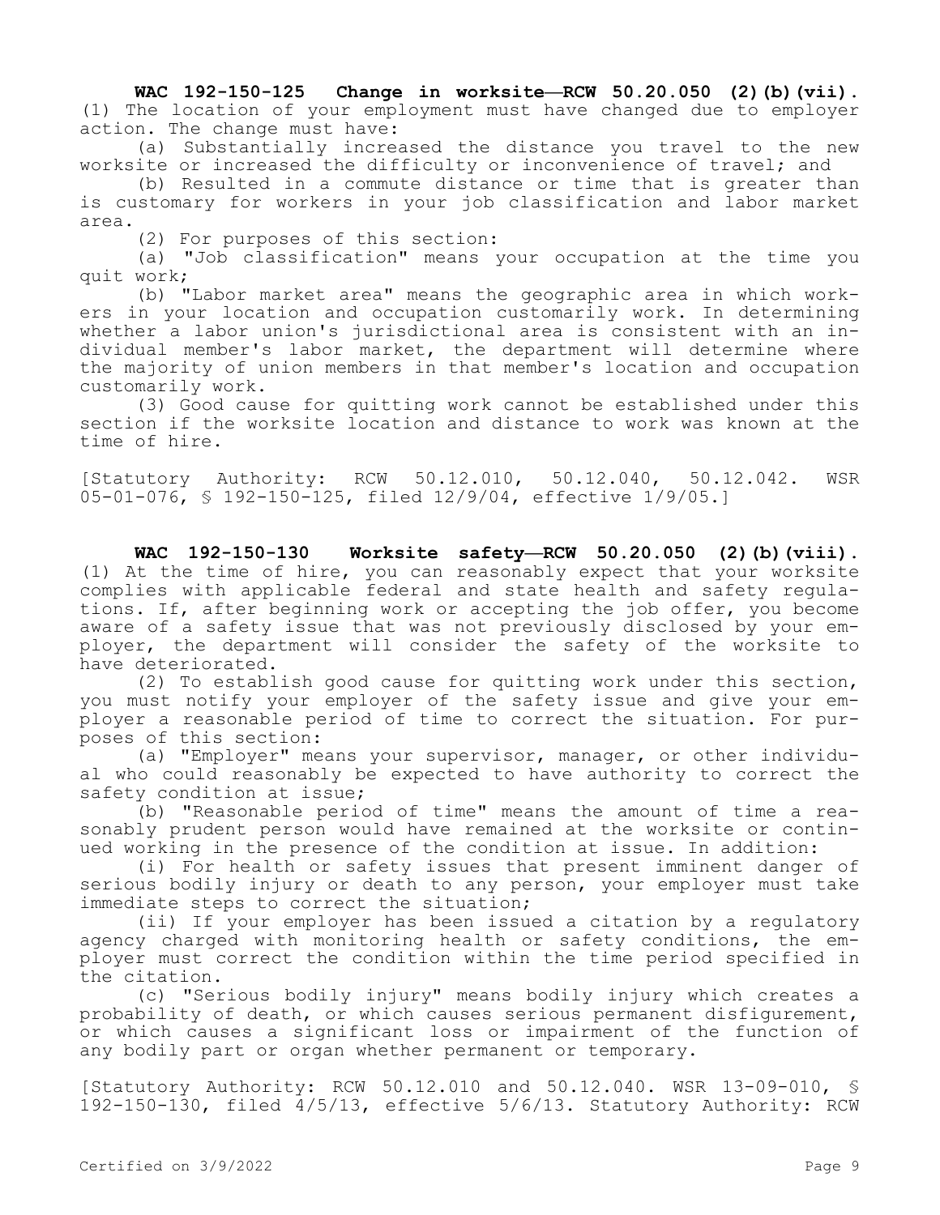**WAC 192-150-125 Change in worksite—RCW 50.20.050 (2)(b)(vii).** (1) The location of your employment must have changed due to employer action. The change must have:

(a) Substantially increased the distance you travel to the new worksite or increased the difficulty or inconvenience of travel; and

(b) Resulted in a commute distance or time that is greater than is customary for workers in your job classification and labor market area.

(2) For purposes of this section:

(a) "Job classification" means your occupation at the time you quit work;

(b) "Labor market area" means the geographic area in which workers in your location and occupation customarily work. In determining whether a labor union's jurisdictional area is consistent with an individual member's labor market, the department will determine where the majority of union members in that member's location and occupation customarily work.

(3) Good cause for quitting work cannot be established under this section if the worksite location and distance to work was known at the time of hire.

[Statutory Authority: RCW 50.12.010, 50.12.040, 50.12.042. WSR 05-01-076, § 192-150-125, filed 12/9/04, effective 1/9/05.]

**WAC 192-150-130 Worksite safety—RCW 50.20.050 (2)(b)(viii).** (1) At the time of hire, you can reasonably expect that your worksite complies with applicable federal and state health and safety regulations. If, after beginning work or accepting the job offer, you become aware of a safety issue that was not previously disclosed by your employer, the department will consider the safety of the worksite to have deteriorated.

(2) To establish good cause for quitting work under this section, you must notify your employer of the safety issue and give your employer a reasonable period of time to correct the situation. For purposes of this section:

(a) "Employer" means your supervisor, manager, or other individual who could reasonably be expected to have authority to correct the safety condition at issue;

(b) "Reasonable period of time" means the amount of time a reasonably prudent person would have remained at the worksite or continued working in the presence of the condition at issue. In addition:

(i) For health or safety issues that present imminent danger of serious bodily injury or death to any person, your employer must take immediate steps to correct the situation;

(ii) If your employer has been issued a citation by a regulatory agency charged with monitoring health or safety conditions, the employer must correct the condition within the time period specified in the citation.

(c) "Serious bodily injury" means bodily injury which creates a probability of death, or which causes serious permanent disfigurement, or which causes a significant loss or impairment of the function of any bodily part or organ whether permanent or temporary.

[Statutory Authority: RCW 50.12.010 and 50.12.040. WSR 13-09-010, § 192-150-130, filed 4/5/13, effective 5/6/13. Statutory Authority: RCW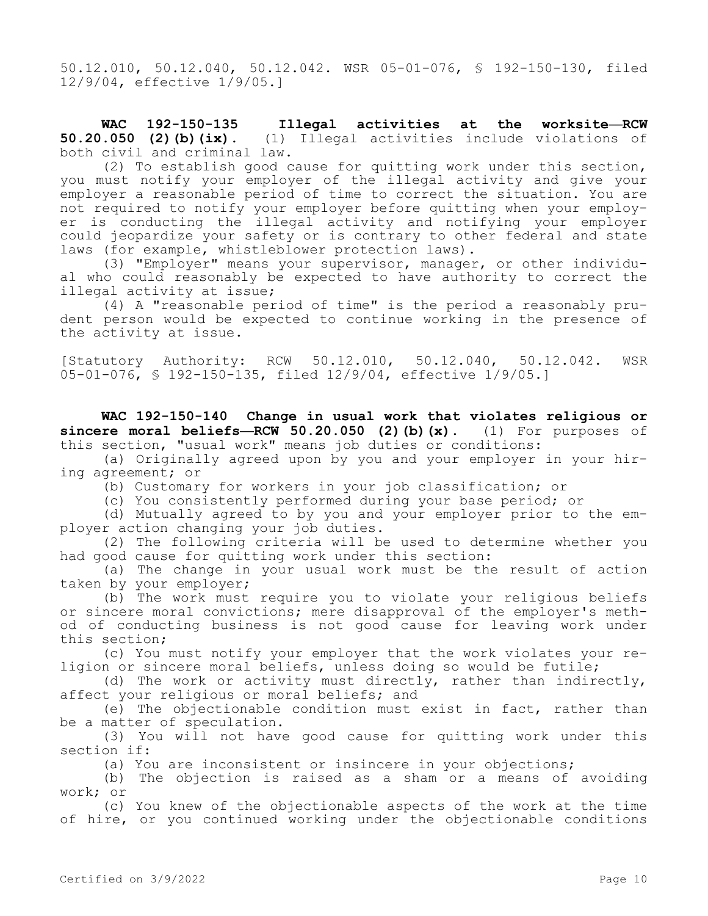50.12.010, 50.12.040, 50.12.042. WSR 05-01-076, § 192-150-130, filed 12/9/04, effective 1/9/05.]

**WAC 192-150-135 Illegal activities at the worksite—RCW 50.20.050 (2)(b)(ix).** (1) Illegal activities include violations of both civil and criminal law.

(2) To establish good cause for quitting work under this section, you must notify your employer of the illegal activity and give your employer a reasonable period of time to correct the situation. You are not required to notify your employer before quitting when your employer is conducting the illegal activity and notifying your employer could jeopardize your safety or is contrary to other federal and state laws (for example, whistleblower protection laws).

(3) "Employer" means your supervisor, manager, or other individual who could reasonably be expected to have authority to correct the illegal activity at issue;

(4) A "reasonable period of time" is the period a reasonably prudent person would be expected to continue working in the presence of the activity at issue.

[Statutory Authority: RCW 50.12.010, 50.12.040, 50.12.042. WSR 05-01-076, § 192-150-135, filed 12/9/04, effective 1/9/05.]

**WAC 192-150-140 Change in usual work that violates religious or sincere moral beliefs—RCW 50.20.050 (2)(b)(x).** (1) For purposes of this section, "usual work" means job duties or conditions:

(a) Originally agreed upon by you and your employer in your hiring agreement; or

(b) Customary for workers in your job classification; or

(c) You consistently performed during your base period; or

(d) Mutually agreed to by you and your employer prior to the employer action changing your job duties.

(2) The following criteria will be used to determine whether you had good cause for quitting work under this section:

(a) The change in your usual work must be the result of action taken by your employer;

(b) The work must require you to violate your religious beliefs or sincere moral convictions; mere disapproval of the employer's method of conducting business is not good cause for leaving work under this section;

(c) You must notify your employer that the work violates your religion or sincere moral beliefs, unless doing so would be futile;

(d) The work or activity must directly, rather than indirectly, affect your religious or moral beliefs; and

(e) The objectionable condition must exist in fact, rather than be a matter of speculation.

(3) You will not have good cause for quitting work under this section if:

(a) You are inconsistent or insincere in your objections;

(b) The objection is raised as a sham or a means of avoiding work; or

(c) You knew of the objectionable aspects of the work at the time of hire, or you continued working under the objectionable conditions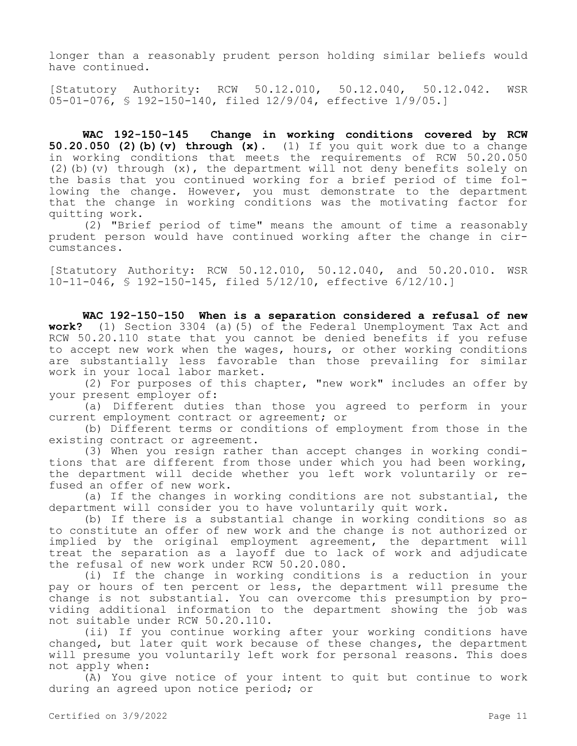longer than a reasonably prudent person holding similar beliefs would have continued.

[Statutory Authority: RCW 50.12.010, 50.12.040, 50.12.042. WSR 05-01-076, § 192-150-140, filed 12/9/04, effective 1/9/05.]

**WAC 192-150-145 Change in working conditions covered by RCW 50.20.050 (2)(b)(v) through (x).** (1) If you quit work due to a change in working conditions that meets the requirements of RCW 50.20.050 (2)(b)(v) through (x), the department will not deny benefits solely on the basis that you continued working for a brief period of time following the change. However, you must demonstrate to the department that the change in working conditions was the motivating factor for quitting work.

(2) "Brief period of time" means the amount of time a reasonably prudent person would have continued working after the change in circumstances.

[Statutory Authority: RCW 50.12.010, 50.12.040, and 50.20.010. WSR 10-11-046, § 192-150-145, filed 5/12/10, effective 6/12/10.]

**WAC 192-150-150 When is a separation considered a refusal of new work?** (1) Section 3304 (a)(5) of the Federal Unemployment Tax Act and RCW 50.20.110 state that you cannot be denied benefits if you refuse to accept new work when the wages, hours, or other working conditions are substantially less favorable than those prevailing for similar work in your local labor market.

(2) For purposes of this chapter, "new work" includes an offer by your present employer of:

(a) Different duties than those you agreed to perform in your current employment contract or agreement; or

(b) Different terms or conditions of employment from those in the existing contract or agreement.

(3) When you resign rather than accept changes in working conditions that are different from those under which you had been working, the department will decide whether you left work voluntarily or refused an offer of new work.

(a) If the changes in working conditions are not substantial, the department will consider you to have voluntarily quit work.

(b) If there is a substantial change in working conditions so as to constitute an offer of new work and the change is not authorized or implied by the original employment agreement, the department will treat the separation as a layoff due to lack of work and adjudicate the refusal of new work under RCW 50.20.080.

(i) If the change in working conditions is a reduction in your pay or hours of ten percent or less, the department will presume the change is not substantial. You can overcome this presumption by providing additional information to the department showing the job was not suitable under RCW 50.20.110.

(ii) If you continue working after your working conditions have changed, but later quit work because of these changes, the department will presume you voluntarily left work for personal reasons. This does not apply when:

(A) You give notice of your intent to quit but continue to work during an agreed upon notice period; or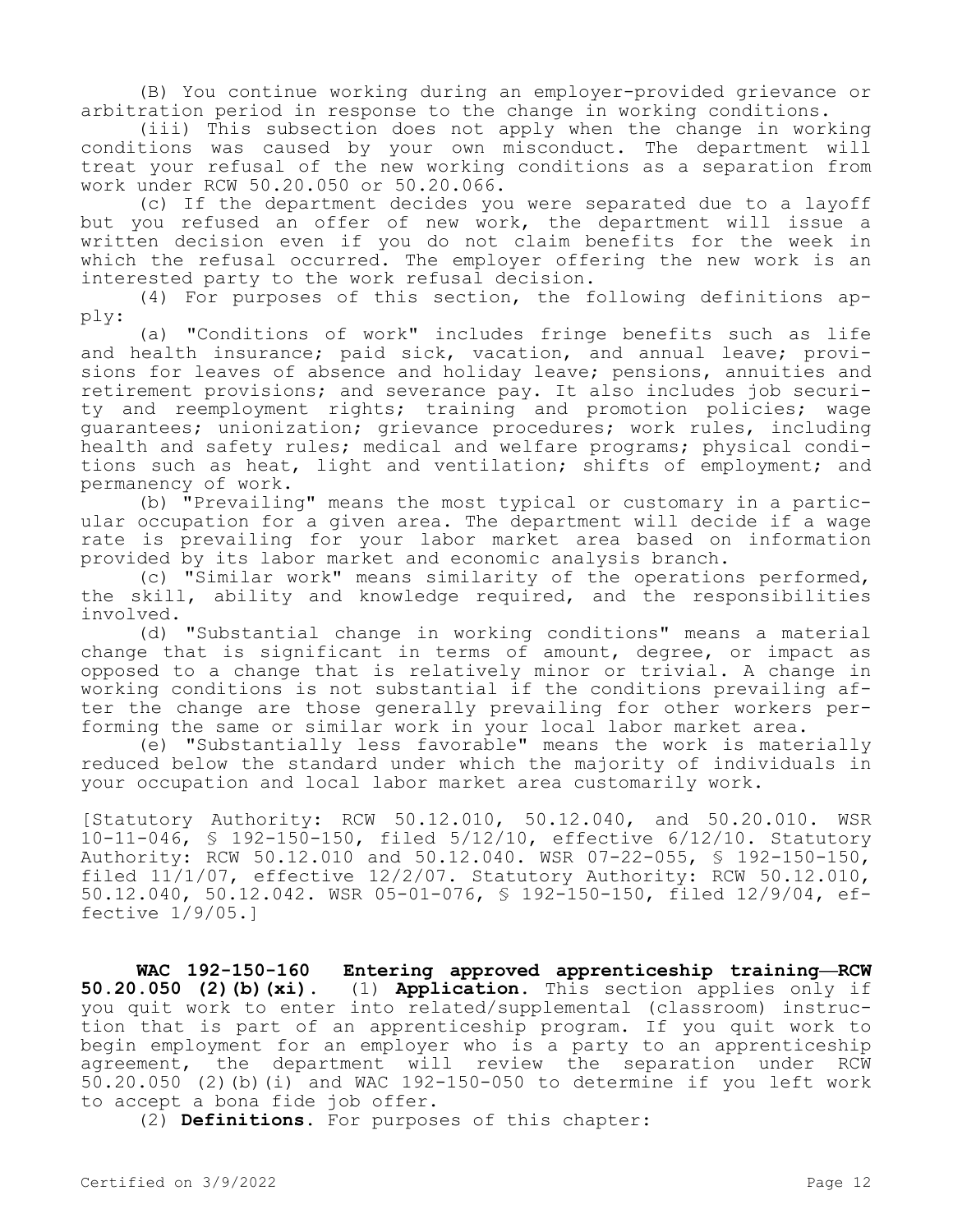(B) You continue working during an employer-provided grievance or arbitration period in response to the change in working conditions.

(iii) This subsection does not apply when the change in working conditions was caused by your own misconduct. The department will treat your refusal of the new working conditions as a separation from work under RCW 50.20.050 or 50.20.066.

(c) If the department decides you were separated due to a layoff but you refused an offer of new work, the department will issue a written decision even if you do not claim benefits for the week in which the refusal occurred. The employer offering the new work is an interested party to the work refusal decision.

(4) For purposes of this section, the following definitions apply:

(a) "Conditions of work" includes fringe benefits such as life and health insurance; paid sick, vacation, and annual leave; provisions for leaves of absence and holiday leave; pensions, annuities and retirement provisions; and severance pay. It also includes job security and reemployment rights; training and promotion policies; wage guarantees; unionization; grievance procedures; work rules, including health and safety rules; medical and welfare programs; physical conditions such as heat, light and ventilation; shifts of employment; and permanency of work.

(b) "Prevailing" means the most typical or customary in a particular occupation for a given area. The department will decide if a wage rate is prevailing for your labor market area based on information provided by its labor market and economic analysis branch.

(c) "Similar work" means similarity of the operations performed, the skill, ability and knowledge required, and the responsibilities involved.

(d) "Substantial change in working conditions" means a material change that is significant in terms of amount, degree, or impact as opposed to a change that is relatively minor or trivial. A change in working conditions is not substantial if the conditions prevailing after the change are those generally prevailing for other workers performing the same or similar work in your local labor market area.

(e) "Substantially less favorable" means the work is materially reduced below the standard under which the majority of individuals in your occupation and local labor market area customarily work.

[Statutory Authority: RCW 50.12.010, 50.12.040, and 50.20.010. WSR 10-11-046, § 192-150-150, filed 5/12/10, effective 6/12/10. Statutory Authority: RCW 50.12.010 and 50.12.040. WSR 07-22-055, § 192-150-150, filed 11/1/07, effective 12/2/07. Statutory Authority: RCW 50.12.010, 50.12.040, 50.12.042. WSR 05-01-076, § 192-150-150, filed 12/9/04, effective 1/9/05.]

**WAC 192-150-160 Entering approved apprenticeship training—RCW 50.20.050 (2)(b)(xi).** (1) **Application.** This section applies only if you quit work to enter into related/supplemental (classroom) instruction that is part of an apprenticeship program. If you quit work to begin employment for an employer who is a party to an apprenticeship agreement, the department will review the separation under RCW 50.20.050 (2)(b)(i) and WAC 192-150-050 to determine if you left work to accept a bona fide job offer.

(2) **Definitions.** For purposes of this chapter: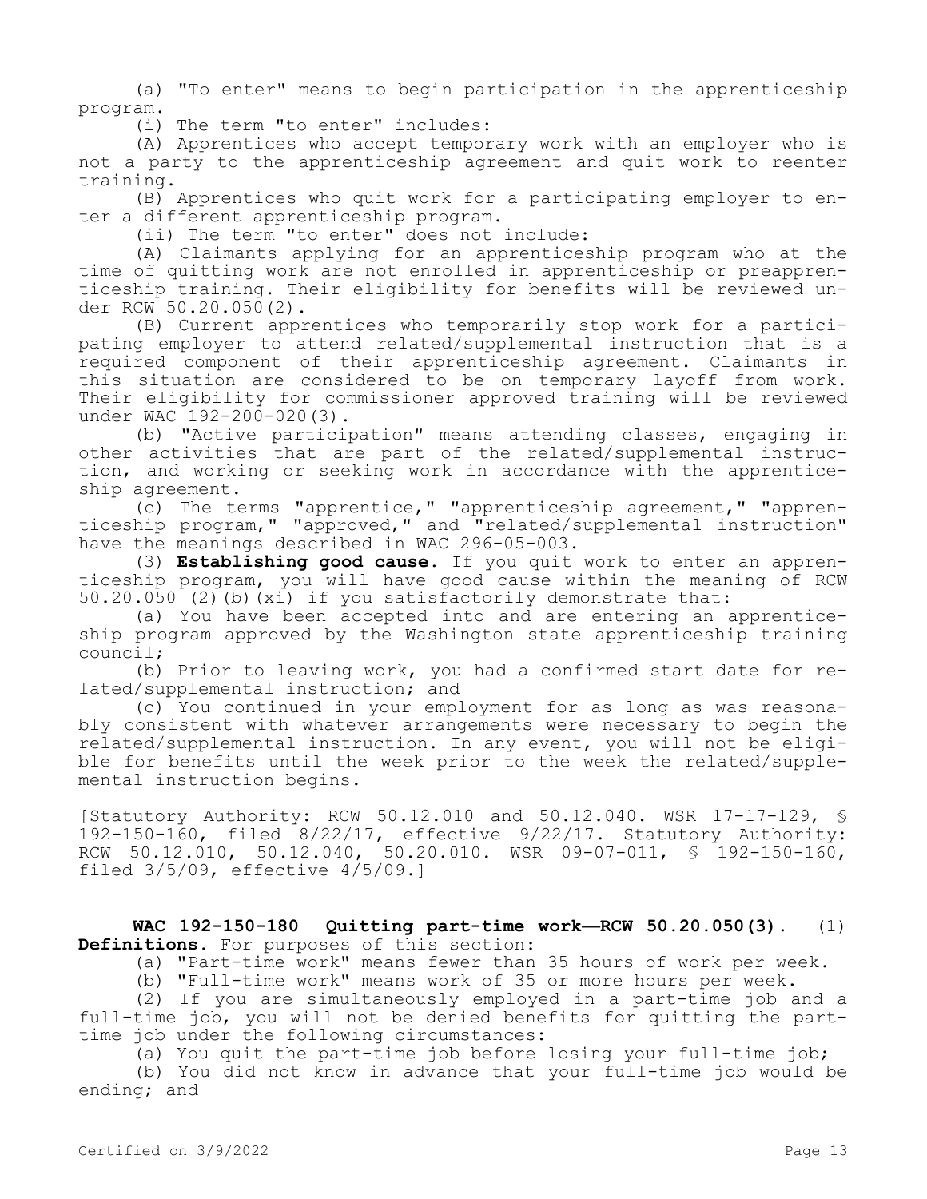(a) "To enter" means to begin participation in the apprenticeship program.

(i) The term "to enter" includes:

(A) Apprentices who accept temporary work with an employer who is not a party to the apprenticeship agreement and quit work to reenter training.

(B) Apprentices who quit work for a participating employer to enter a different apprenticeship program.

(ii) The term "to enter" does not include:

(A) Claimants applying for an apprenticeship program who at the time of quitting work are not enrolled in apprenticeship or preapprenticeship training. Their eligibility for benefits will be reviewed under RCW 50.20.050(2).

(B) Current apprentices who temporarily stop work for a participating employer to attend related/supplemental instruction that is a required component of their apprenticeship agreement. Claimants in this situation are considered to be on temporary layoff from work. Their eligibility for commissioner approved training will be reviewed under WAC 192-200-020(3).

(b) "Active participation" means attending classes, engaging in other activities that are part of the related/supplemental instruction, and working or seeking work in accordance with the apprenticeship agreement.

(c) The terms "apprentice," "apprenticeship agreement," "apprenticeship program," "approved," and "related/supplemental instruction" have the meanings described in WAC 296-05-003.

(3) **Establishing good cause.** If you quit work to enter an apprenticeship program, you will have good cause within the meaning of RCW 50.20.050 (2)(b)(xi) if you satisfactorily demonstrate that:

(a) You have been accepted into and are entering an apprenticeship program approved by the Washington state apprenticeship training council;

(b) Prior to leaving work, you had a confirmed start date for related/supplemental instruction; and

(c) You continued in your employment for as long as was reasonably consistent with whatever arrangements were necessary to begin the related/supplemental instruction. In any event, you will not be eligible for benefits until the week prior to the week the related/supplemental instruction begins.

[Statutory Authority: RCW 50.12.010 and 50.12.040. WSR 17-17-129, § 192-150-160, filed 8/22/17, effective 9/22/17. Statutory Authority: RCW 50.12.010, 50.12.040, 50.20.010. WSR 09-07-011, § 192-150-160, filed 3/5/09, effective 4/5/09.]

**WAC 192-150-180 Quitting part-time work—RCW 50.20.050(3).** (1) **Definitions.** For purposes of this section:

(a) "Part-time work" means fewer than 35 hours of work per week.

(b) "Full-time work" means work of 35 or more hours per week.

(2) If you are simultaneously employed in a part-time job and a full-time job, you will not be denied benefits for quitting the part-time job under the following circumstances:

(a) You quit the part-time job before losing your full-time job;

(b) You did not know in advance that your full-time job would be ending; and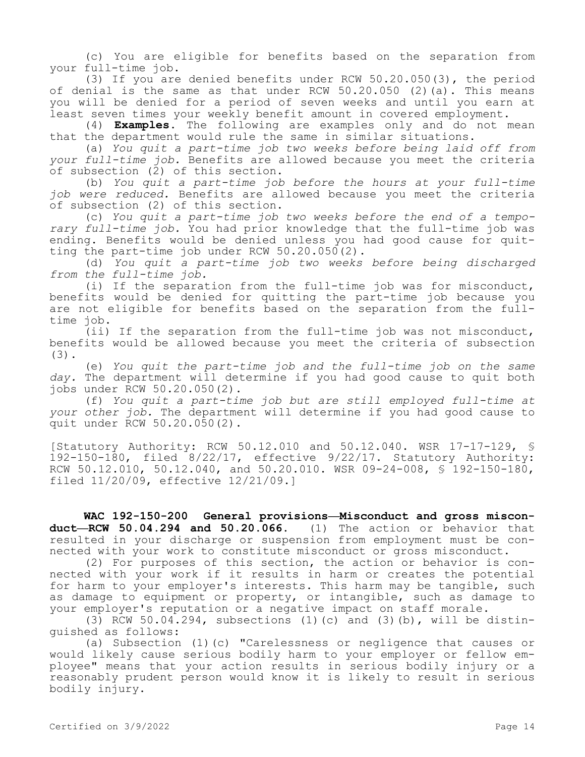(c) You are eligible for benefits based on the separation from your full-time job.

(3) If you are denied benefits under RCW 50.20.050(3), the period of denial is the same as that under RCW 50.20.050 (2)(a). This means you will be denied for a period of seven weeks and until you earn at least seven times your weekly benefit amount in covered employment.

(4) **Examples.** The following are examples only and do not mean that the department would rule the same in similar situations.

(a) *You quit a part-time job two weeks before being laid off from your full-time job.* Benefits are allowed because you meet the criteria of subsection (2) of this section.

(b) *You quit a part-time job before the hours at your full-time job were reduced.* Benefits are allowed because you meet the criteria of subsection (2) of this section.

(c) *You quit a part-time job two weeks before the end of a temporary full-time job.* You had prior knowledge that the full-time job was ending. Benefits would be denied unless you had good cause for quitting the part-time job under RCW 50.20.050(2).

(d) *You quit a part-time job two weeks before being discharged from the full-time job.*

(i) If the separation from the full-time job was for misconduct, benefits would be denied for quitting the part-time job because you are not eligible for benefits based on the separation from the full-time job.

(ii) If the separation from the full-time job was not misconduct, benefits would be allowed because you meet the criteria of subsection (3).

(e) *You quit the part-time job and the full-time job on the same day.* The department will determine if you had good cause to quit both jobs under RCW 50.20.050(2).

(f) *You quit a part-time job but are still employed full-time at your other job.* The department will determine if you had good cause to quit under RCW 50.20.050(2).

[Statutory Authority: RCW 50.12.010 and 50.12.040. WSR 17-17-129, § 192-150-180, filed 8/22/17, effective 9/22/17. Statutory Authority: RCW 50.12.010, 50.12.040, and 50.20.010. WSR 09-24-008, § 192-150-180, filed 11/20/09, effective 12/21/09.]

**WAC 192-150-200 General provisions—Misconduct and gross misconduct—RCW 50.04.294 and 50.20.066.** (1) The action or behavior that resulted in your discharge or suspension from employment must be connected with your work to constitute misconduct or gross misconduct.

(2) For purposes of this section, the action or behavior is connected with your work if it results in harm or creates the potential for harm to your employer's interests. This harm may be tangible, such as damage to equipment or property, or intangible, such as damage to your employer's reputation or a negative impact on staff morale.

(3) RCW 50.04.294, subsections (1)(c) and (3)(b), will be distinguished as follows:

(a) Subsection (1)(c) "Carelessness or negligence that causes or would likely cause serious bodily harm to your employer or fellow employee" means that your action results in serious bodily injury or a reasonably prudent person would know it is likely to result in serious bodily injury.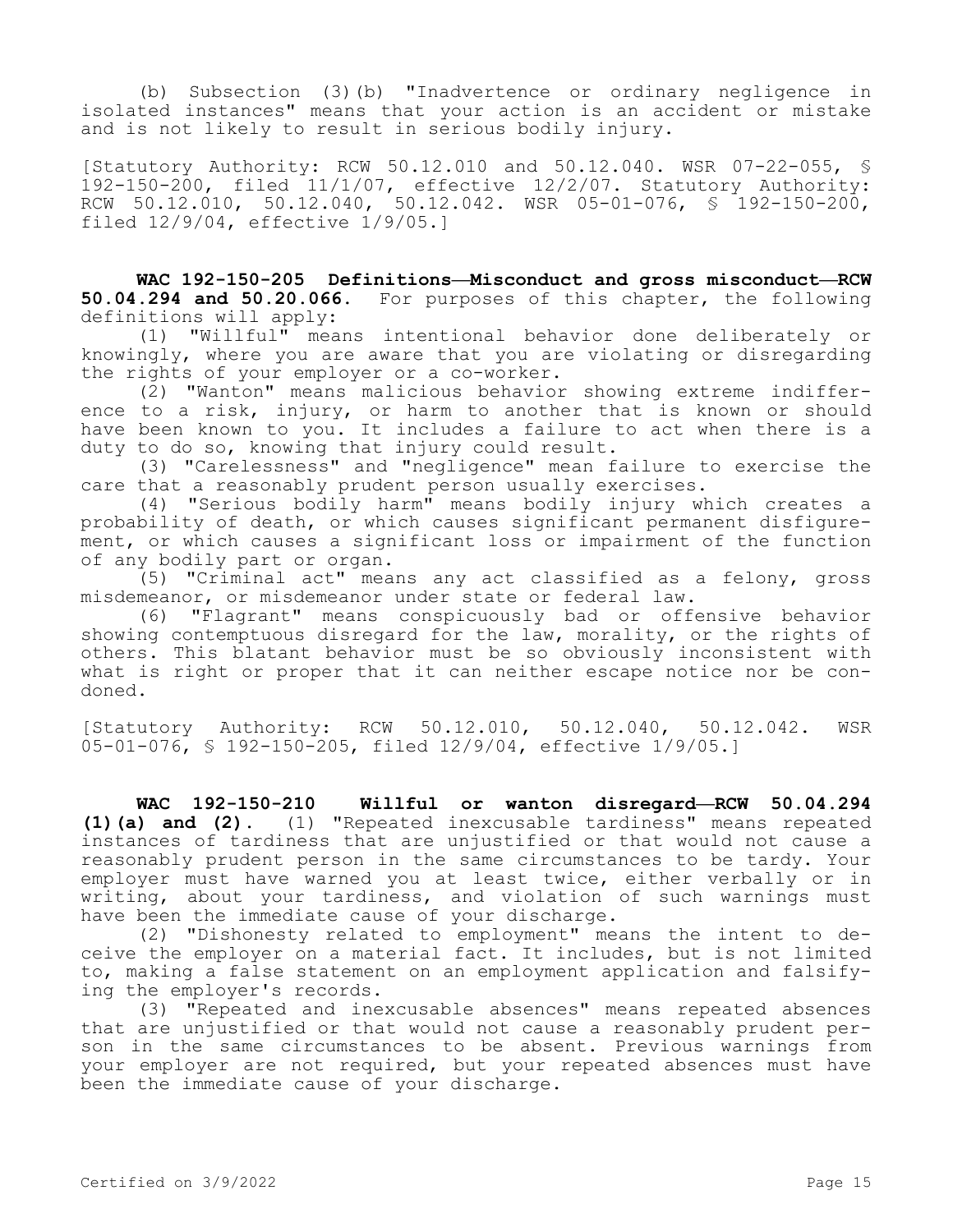(b) Subsection (3)(b) "Inadvertence or ordinary negligence in isolated instances" means that your action is an accident or mistake and is not likely to result in serious bodily injury.

[Statutory Authority: RCW 50.12.010 and 50.12.040. WSR 07-22-055, § 192-150-200, filed 11/1/07, effective 12/2/07. Statutory Authority: RCW 50.12.010, 50.12.040, 50.12.042. WSR 05-01-076, § 192-150-200, filed 12/9/04, effective 1/9/05.]

**WAC 192-150-205 Definitions—Misconduct and gross misconduct—RCW 50.04.294 and 50.20.066.** For purposes of this chapter, the following definitions will apply:

(1) "Willful" means intentional behavior done deliberately or knowingly, where you are aware that you are violating or disregarding the rights of your employer or a co-worker.

(2) "Wanton" means malicious behavior showing extreme indifference to a risk, injury, or harm to another that is known or should have been known to you. It includes a failure to act when there is a duty to do so, knowing that injury could result.

(3) "Carelessness" and "negligence" mean failure to exercise the care that a reasonably prudent person usually exercises.

(4) "Serious bodily harm" means bodily injury which creates a probability of death, or which causes significant permanent disfigurement, or which causes a significant loss or impairment of the function of any bodily part or organ.

(5) "Criminal act" means any act classified as a felony, gross misdemeanor, or misdemeanor under state or federal law.

(6) "Flagrant" means conspicuously bad or offensive behavior showing contemptuous disregard for the law, morality, or the rights of others. This blatant behavior must be so obviously inconsistent with what is right or proper that it can neither escape notice nor be condoned.

[Statutory Authority: RCW 50.12.010, 50.12.040, 50.12.042. WSR 05-01-076, § 192-150-205, filed 12/9/04, effective 1/9/05.]

**WAC 192-150-210 Willful or wanton disregard—RCW 50.04.294 (1)(a) and (2).** (1) "Repeated inexcusable tardiness" means repeated instances of tardiness that are unjustified or that would not cause a reasonably prudent person in the same circumstances to be tardy. Your employer must have warned you at least twice, either verbally or in writing, about your tardiness, and violation of such warnings must have been the immediate cause of your discharge.

(2) "Dishonesty related to employment" means the intent to deceive the employer on a material fact. It includes, but is not limited to, making a false statement on an employment application and falsifying the employer's records.

(3) "Repeated and inexcusable absences" means repeated absences that are unjustified or that would not cause a reasonably prudent person in the same circumstances to be absent. Previous warnings from your employer are not required, but your repeated absences must have been the immediate cause of your discharge.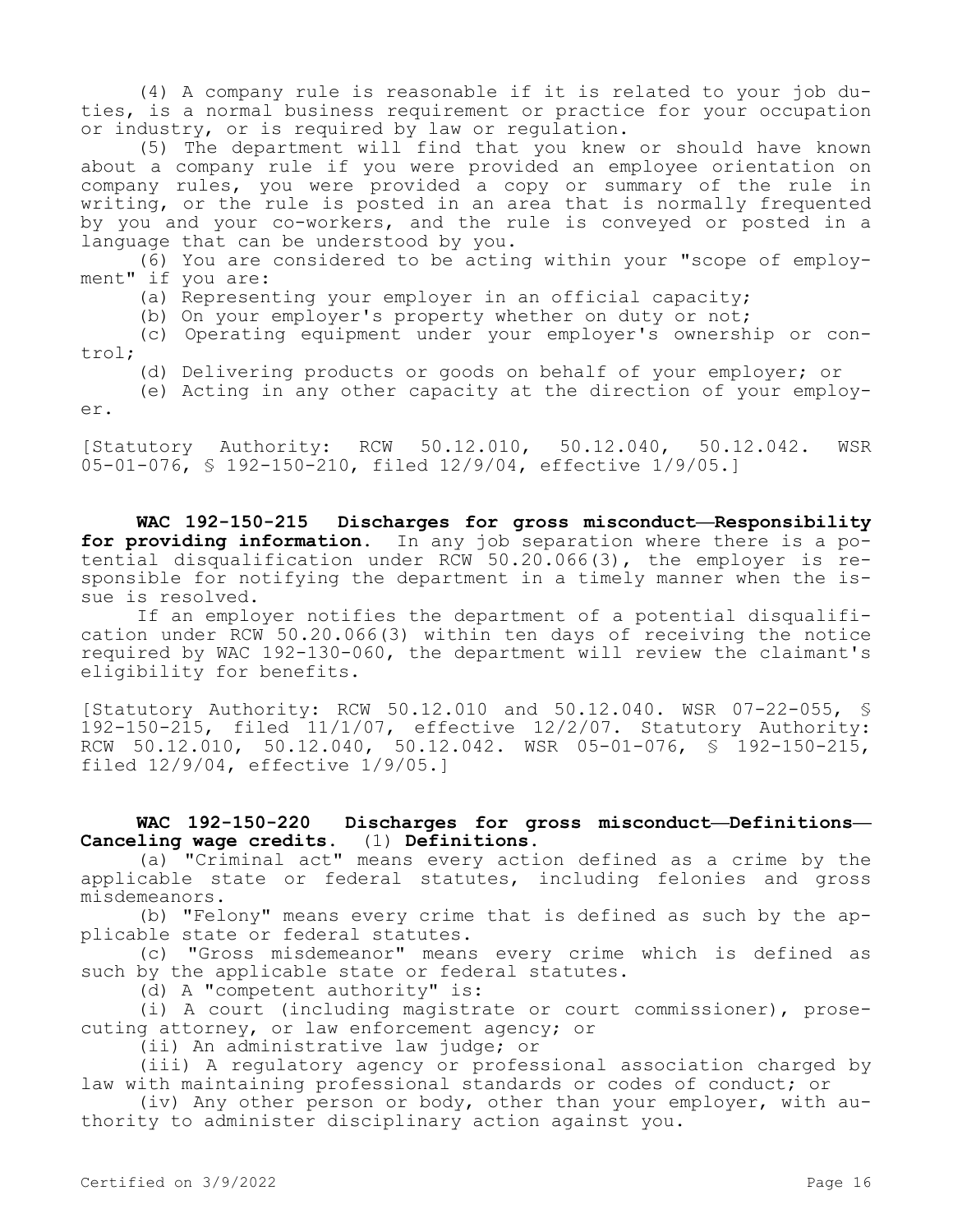(4) A company rule is reasonable if it is related to your job duties, is a normal business requirement or practice for your occupation or industry, or is required by law or regulation.

(5) The department will find that you knew or should have known about a company rule if you were provided an employee orientation on company rules, you were provided a copy or summary of the rule in writing, or the rule is posted in an area that is normally frequented by you and your co-workers, and the rule is conveyed or posted in a language that can be understood by you.

(6) You are considered to be acting within your "scope of employment" if you are:

(a) Representing your employer in an official capacity;

(b) On your employer's property whether on duty or not;

(c) Operating equipment under your employer's ownership or control;

(d) Delivering products or goods on behalf of your employer; or

(e) Acting in any other capacity at the direction of your employer.

[Statutory Authority: RCW 50.12.010, 50.12.040, 50.12.042. WSR 05-01-076, § 192-150-210, filed 12/9/04, effective 1/9/05.]

**WAC 192-150-215 Discharges for gross misconduct—Responsibility for providing information.** In any job separation where there is a potential disqualification under RCW 50.20.066(3), the employer is responsible for notifying the department in a timely manner when the issue is resolved.

If an employer notifies the department of a potential disqualification under RCW 50.20.066(3) within ten days of receiving the notice required by WAC 192-130-060, the department will review the claimant's eligibility for benefits.

[Statutory Authority: RCW 50.12.010 and 50.12.040. WSR 07-22-055, § 192-150-215, filed 11/1/07, effective 12/2/07. Statutory Authority: RCW 50.12.010, 50.12.040, 50.12.042. WSR 05-01-076, § 192-150-215, filed 12/9/04, effective 1/9/05.]

**WAC 192-150-220 Discharges for gross misconduct—Definitions—Canceling wage credits.** (1) **Definitions.**

(a) "Criminal act" means every action defined as a crime by the applicable state or federal statutes, including felonies and gross misdemeanors.

(b) "Felony" means every crime that is defined as such by the applicable state or federal statutes.

(c) "Gross misdemeanor" means every crime which is defined as such by the applicable state or federal statutes.

(d) A "competent authority" is:

(i) A court (including magistrate or court commissioner), prosecuting attorney, or law enforcement agency; or

(ii) An administrative law judge; or

(iii) A regulatory agency or professional association charged by law with maintaining professional standards or codes of conduct; or

(iv) Any other person or body, other than your employer, with authority to administer disciplinary action against you.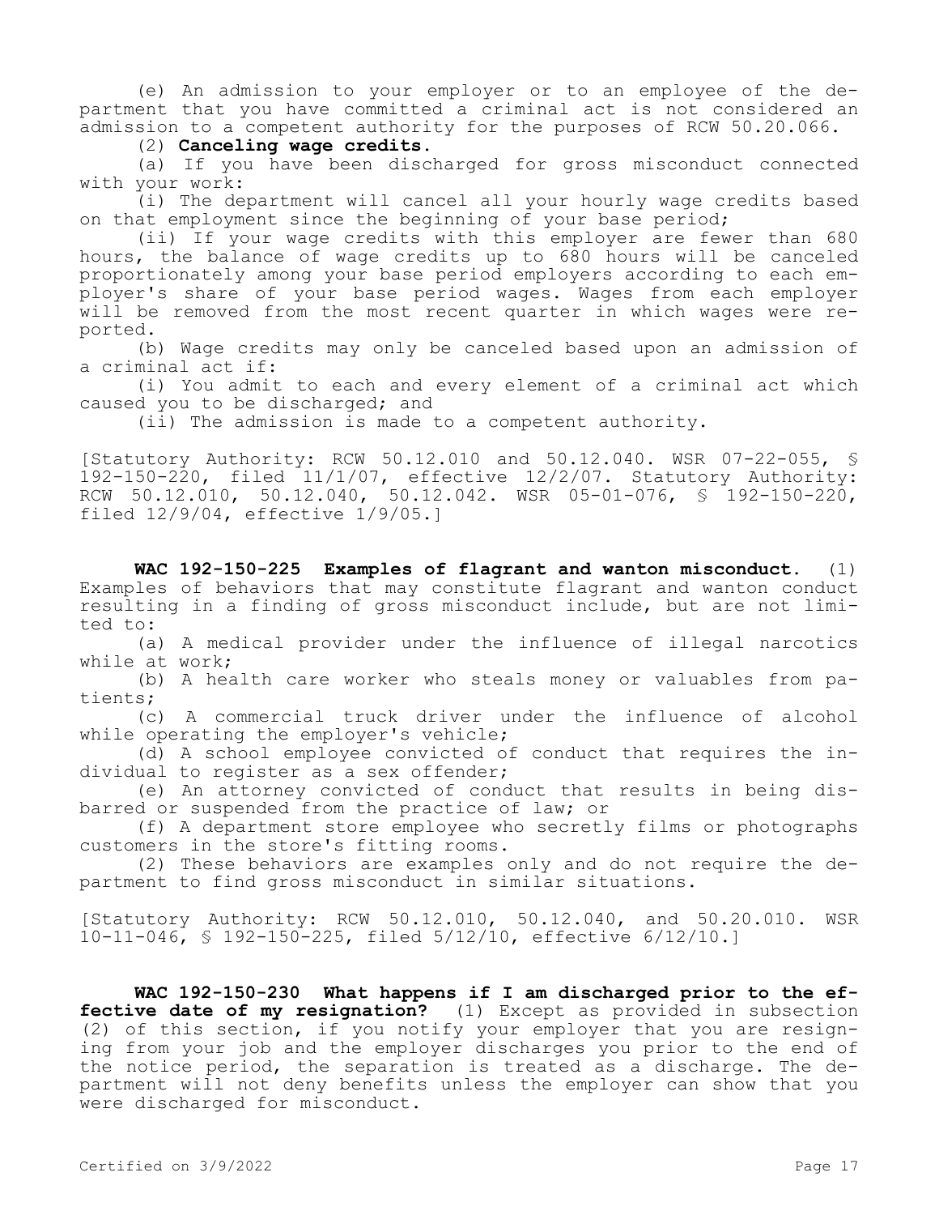(e) An admission to your employer or to an employee of the department that you have committed a criminal act is not considered an admission to a competent authority for the purposes of RCW 50.20.066.

(2) **Canceling wage credits.**

(a) If you have been discharged for gross misconduct connected with your work:

(i) The department will cancel all your hourly wage credits based on that employment since the beginning of your base period;

(ii) If your wage credits with this employer are fewer than 680 hours, the balance of wage credits up to 680 hours will be canceled proportionately among your base period employers according to each employer's share of your base period wages. Wages from each employer will be removed from the most recent quarter in which wages were reported.

(b) Wage credits may only be canceled based upon an admission of a criminal act if:

(i) You admit to each and every element of a criminal act which caused you to be discharged; and

(ii) The admission is made to a competent authority.

[Statutory Authority: RCW 50.12.010 and 50.12.040. WSR 07-22-055, § 192-150-220, filed 11/1/07, effective 12/2/07. Statutory Authority: RCW 50.12.010, 50.12.040, 50.12.042. WSR 05-01-076, § 192-150-220, filed 12/9/04, effective 1/9/05.]

**WAC 192-150-225 Examples of flagrant and wanton misconduct.** (1) Examples of behaviors that may constitute flagrant and wanton conduct resulting in a finding of gross misconduct include, but are not limited to:

(a) A medical provider under the influence of illegal narcotics while at work;

(b) A health care worker who steals money or valuables from patients;

(c) A commercial truck driver under the influence of alcohol while operating the employer's vehicle;

(d) A school employee convicted of conduct that requires the individual to register as a sex offender;

(e) An attorney convicted of conduct that results in being disbarred or suspended from the practice of law; or

(f) A department store employee who secretly films or photographs customers in the store's fitting rooms.

(2) These behaviors are examples only and do not require the department to find gross misconduct in similar situations.

[Statutory Authority: RCW 50.12.010, 50.12.040, and 50.20.010. WSR 10-11-046, § 192-150-225, filed 5/12/10, effective 6/12/10.]

**WAC 192-150-230 What happens if I am discharged prior to the effective date of my resignation?** (1) Except as provided in subsection (2) of this section, if you notify your employer that you are resigning from your job and the employer discharges you prior to the end of the notice period, the separation is treated as a discharge. The department will not deny benefits unless the employer can show that you were discharged for misconduct.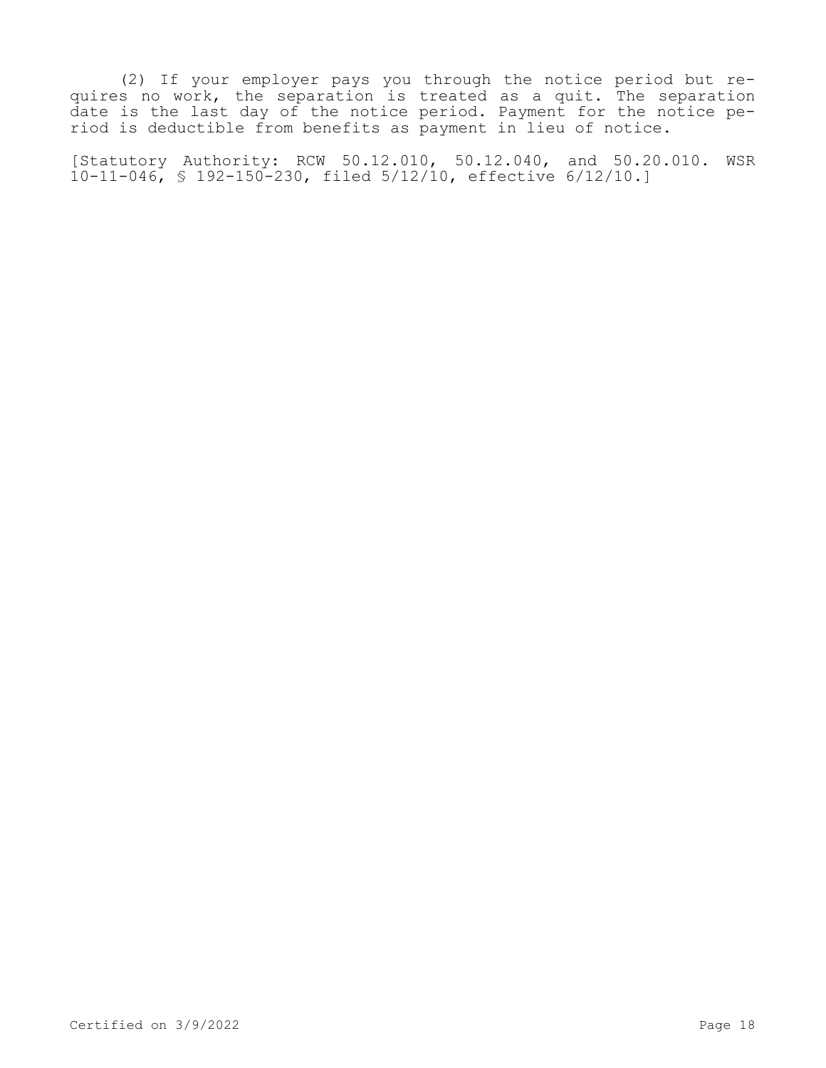(2) If your employer pays you through the notice period but requires no work, the separation is treated as a quit. The separation date is the last day of the notice period. Payment for the notice period is deductible from benefits as payment in lieu of notice.

[Statutory Authority: RCW 50.12.010, 50.12.040, and 50.20.010. WSR 10-11-046, § 192-150-230, filed 5/12/10, effective 6/12/10.]